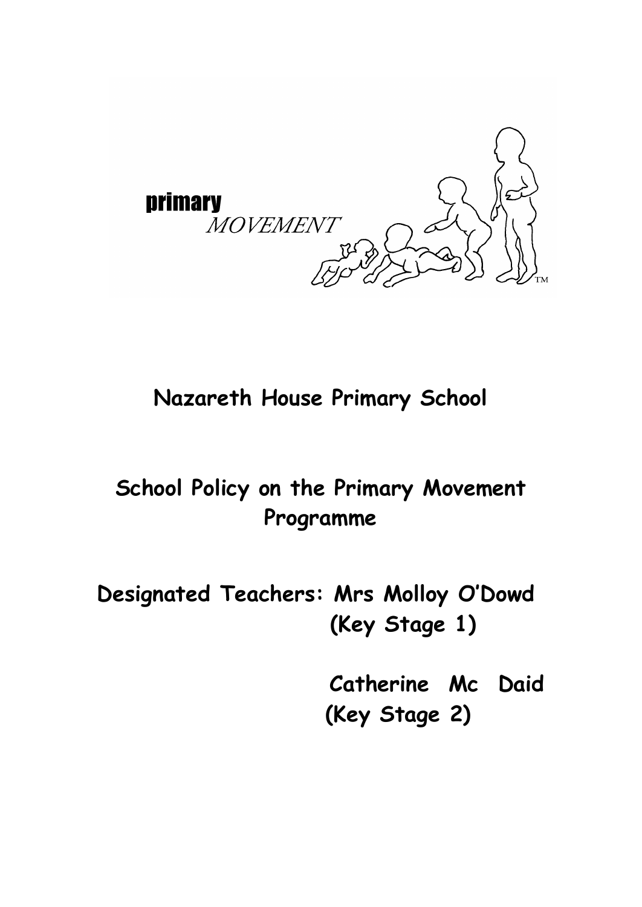primary
*MOVEMENT*

# Nazareth House Primary School

## School Policy on the Primary Movement Programme

**Designated Teachers: Mrs Molloy O'Dowd (Key Stage 1)**

**Catherine Mc Daid (Key Stage 2)**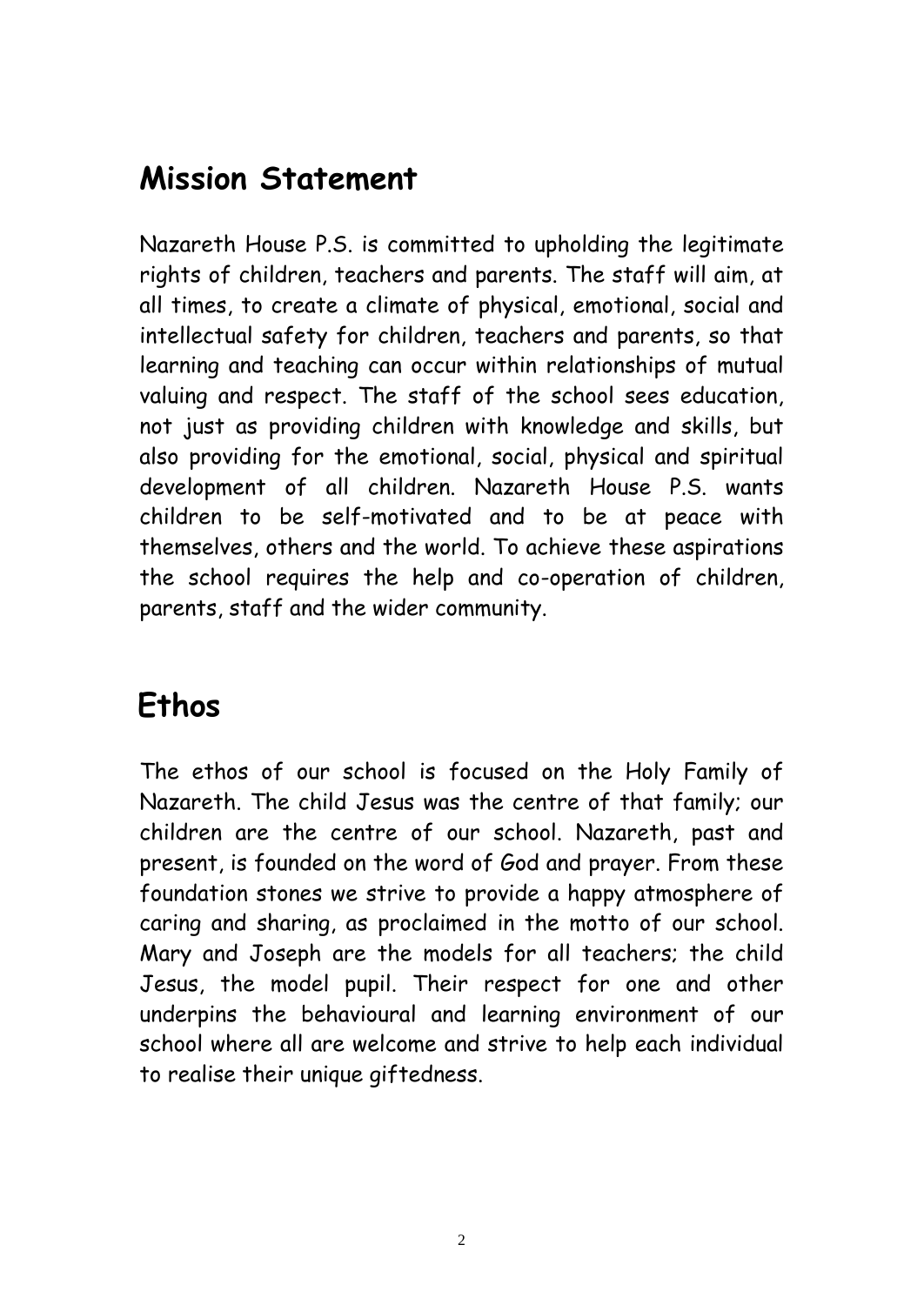## Mission Statement

Nazareth House P.S. is committed to upholding the legitimate rights of children, teachers and parents. The staff will aim, at all times, to create a climate of physical, emotional, social and intellectual safety for children, teachers and parents, so that learning and teaching can occur within relationships of mutual valuing and respect. The staff of the school sees education, not just as providing children with knowledge and skills, but also providing for the emotional, social, physical and spiritual development of all children. Nazareth House P.S. wants children to be self-motivated and to be at peace with themselves, others and the world. To achieve these aspirations the school requires the help and co-operation of children, parents, staff and the wider community.

## Ethos

The ethos of our school is focused on the Holy Family of Nazareth. The child Jesus was the centre of that family; our children are the centre of our school. Nazareth, past and present, is founded on the word of God and prayer. From these foundation stones we strive to provide a happy atmosphere of caring and sharing, as proclaimed in the motto of our school. Mary and Joseph are the models for all teachers; the child Jesus, the model pupil. Their respect for one and other underpins the behavioural and learning environment of our school where all are welcome and strive to help each individual to realise their unique giftedness.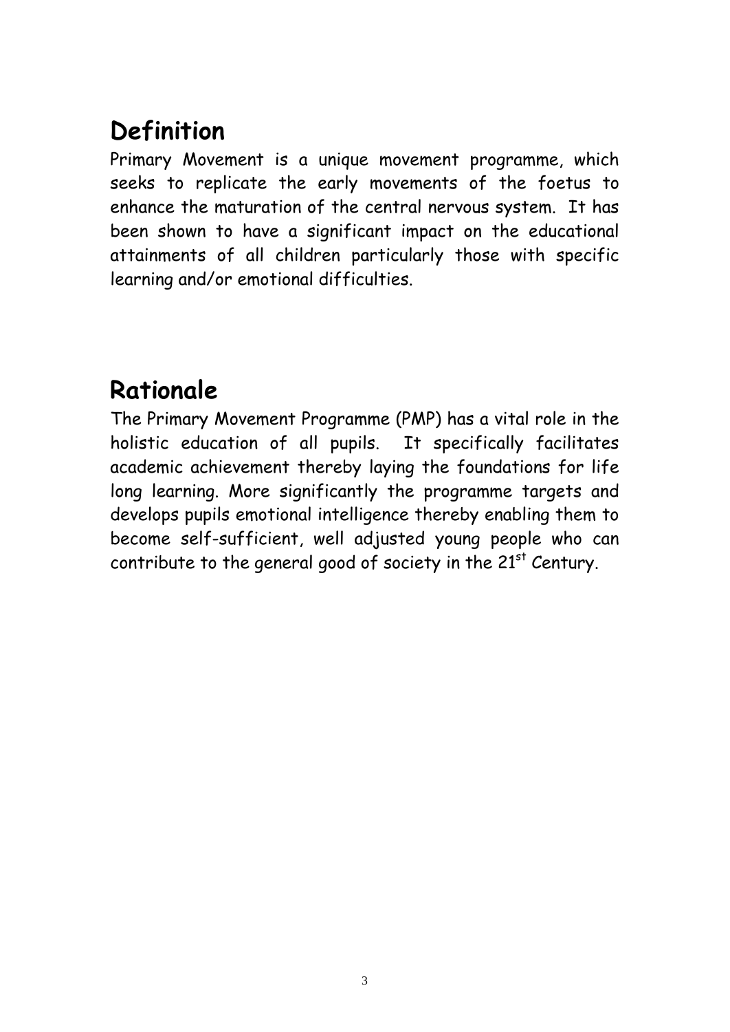## Definition

Primary Movement is a unique movement programme, which seeks to replicate the early movements of the foetus to enhance the maturation of the central nervous system. It has been shown to have a significant impact on the educational attainments of all children particularly those with specific learning and/or emotional difficulties.

## Rationale

The Primary Movement Programme (PMP) has a vital role in the holistic education of all pupils. It specifically facilitates academic achievement thereby laying the foundations for life long learning. More significantly the programme targets and develops pupils emotional intelligence thereby enabling them to become self-sufficient, well adjusted young people who can contribute to the general good of society in the 21st Century.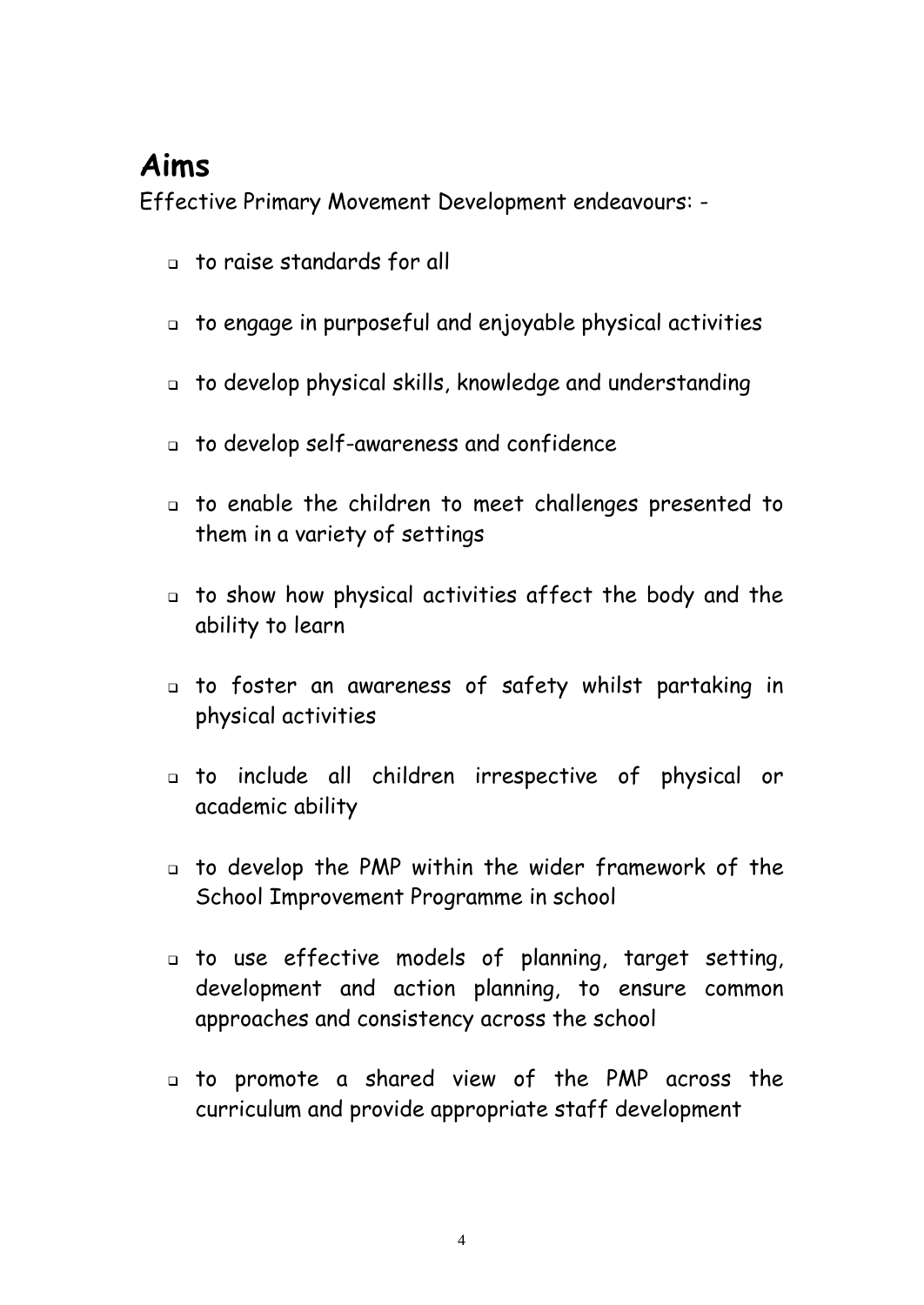# Aims

Effective Primary Movement Development endeavours: -

- to raise standards for all
- to engage in purposeful and enjoyable physical activities
- to develop physical skills, knowledge and understanding
- to develop self-awareness and confidence
- to enable the children to meet challenges presented to them in a variety of settings
- to show how physical activities affect the body and the ability to learn
- to foster an awareness of safety whilst partaking in physical activities
- to include all children irrespective of physical or academic ability
- to develop the PMP within the wider framework of the School Improvement Programme in school
- to use effective models of planning, target setting, development and action planning, to ensure common approaches and consistency across the school
- to promote a shared view of the PMP across the curriculum and provide appropriate staff development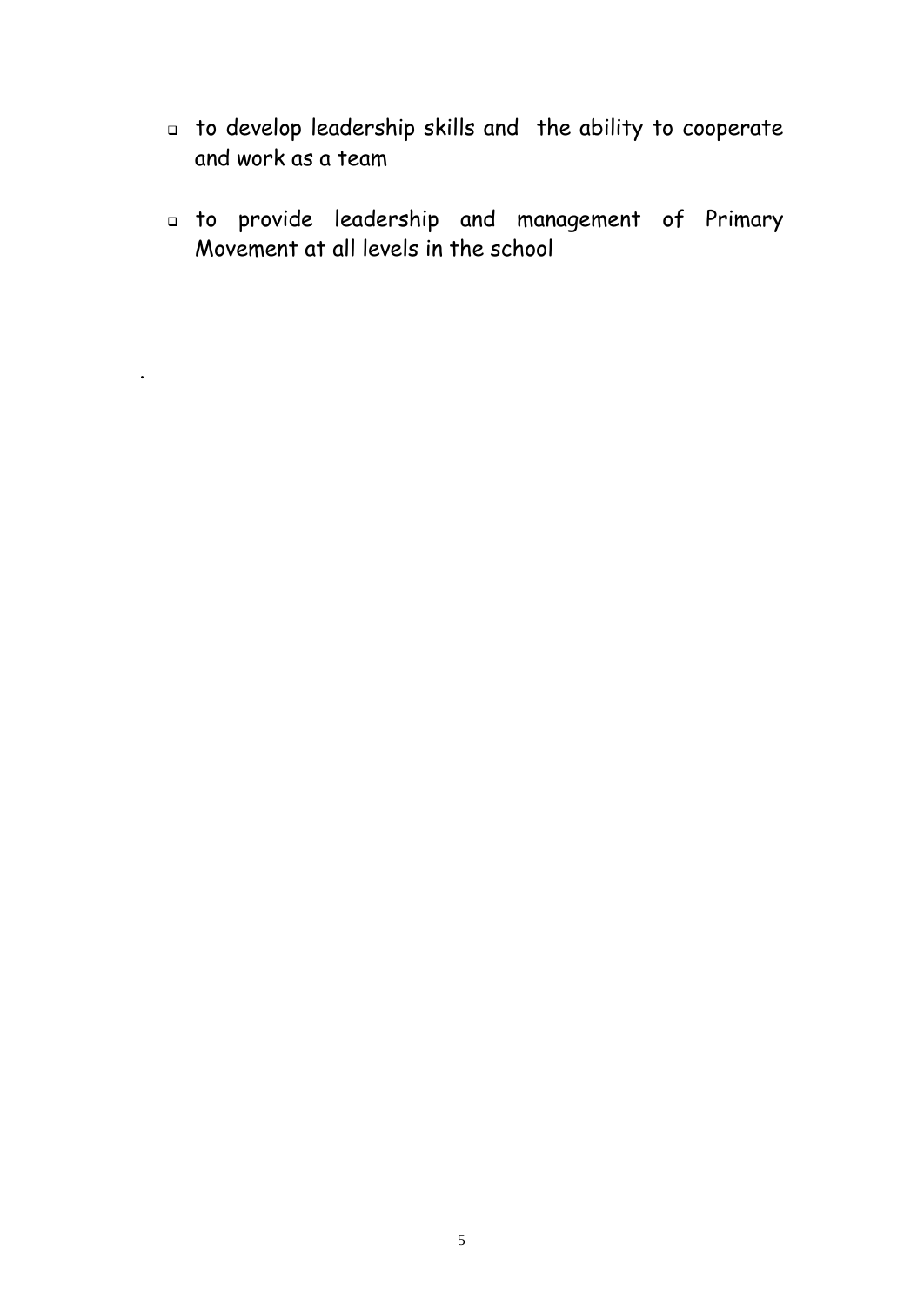- to develop leadership skills and the ability to cooperate and work as a team

- to provide leadership and management of Primary Movement at all levels in the school

.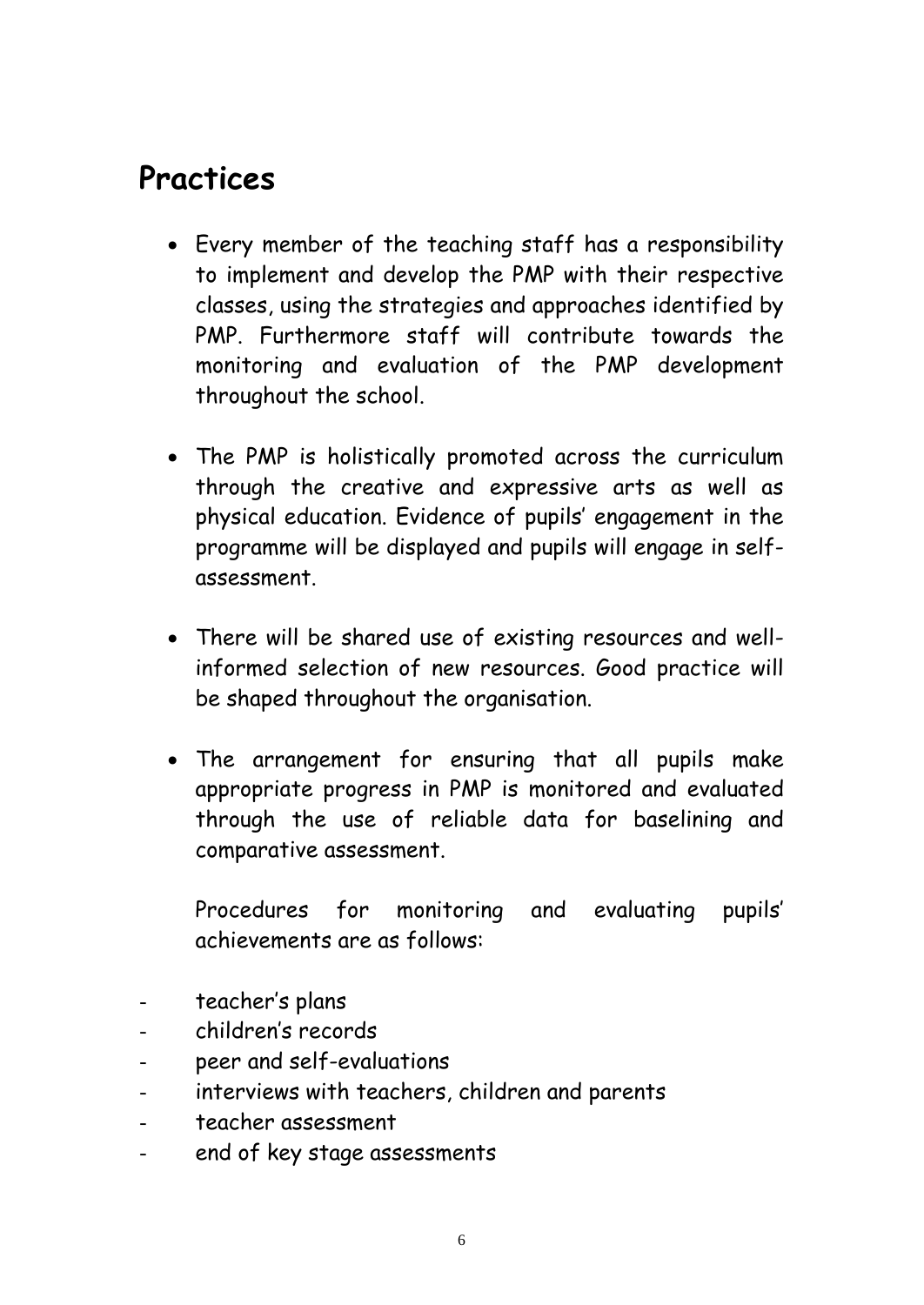## Practices

- Every member of the teaching staff has a responsibility to implement and develop the PMP with their respective classes, using the strategies and approaches identified by PMP. Furthermore staff will contribute towards the monitoring and evaluation of the PMP development throughout the school.

- The PMP is holistically promoted across the curriculum through the creative and expressive arts as well as physical education. Evidence of pupils' engagement in the programme will be displayed and pupils will engage in self-assessment.

- There will be shared use of existing resources and well-informed selection of new resources. Good practice will be shaped throughout the organisation.

- The arrangement for ensuring that all pupils make appropriate progress in PMP is monitored and evaluated through the use of reliable data for baselining and comparative assessment.

  Procedures for monitoring and evaluating pupils' achievements are as follows:

- teacher's plans
- children's records
- peer and self-evaluations
- interviews with teachers, children and parents
- teacher assessment
- end of key stage assessments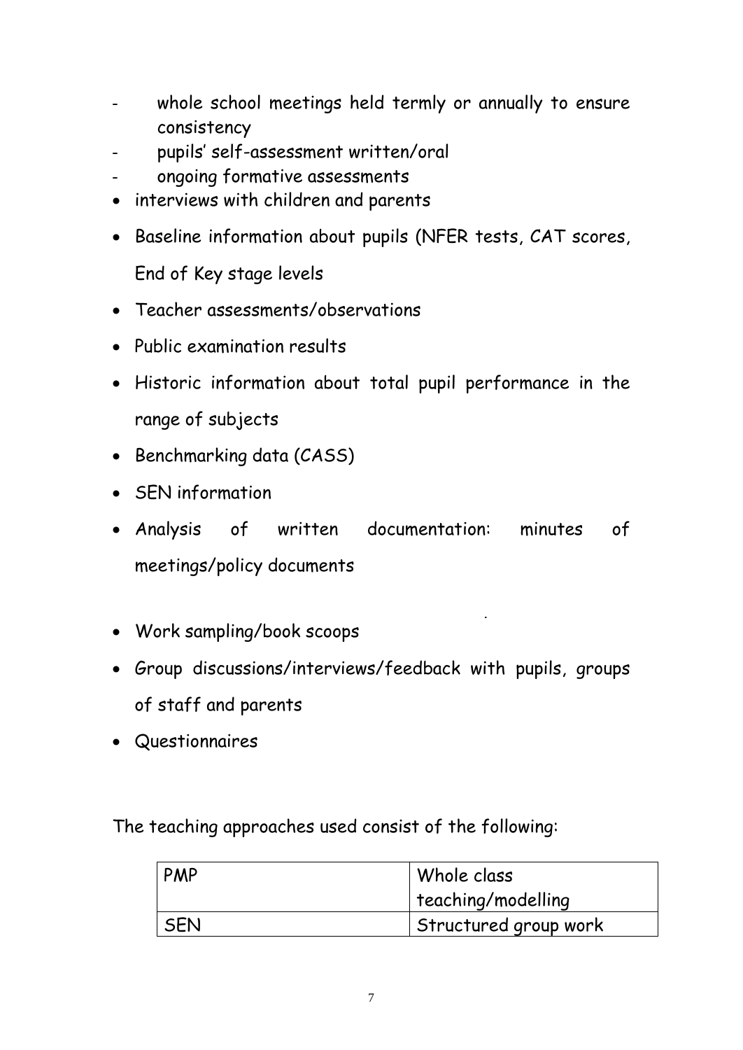- whole school meetings held termly or annually to ensure consistency
- pupils' self-assessment written/oral
- ongoing formative assessments

- interviews with children and parents
- Baseline information about pupils (NFER tests, CAT scores, End of Key stage levels
- Teacher assessments/observations
- Public examination results
- Historic information about total pupil performance in the range of subjects
- Benchmarking data (CASS)
- SEN information
- Analysis of written documentation: minutes of meetings/policy documents
- Work sampling/book scoops
- Group discussions/interviews/feedback with pupils, groups of staff and parents
- Questionnaires

The teaching approaches used consist of the following:

| PMP | Whole class teaching/modelling |
|---|---|
| SEN | Structured group work |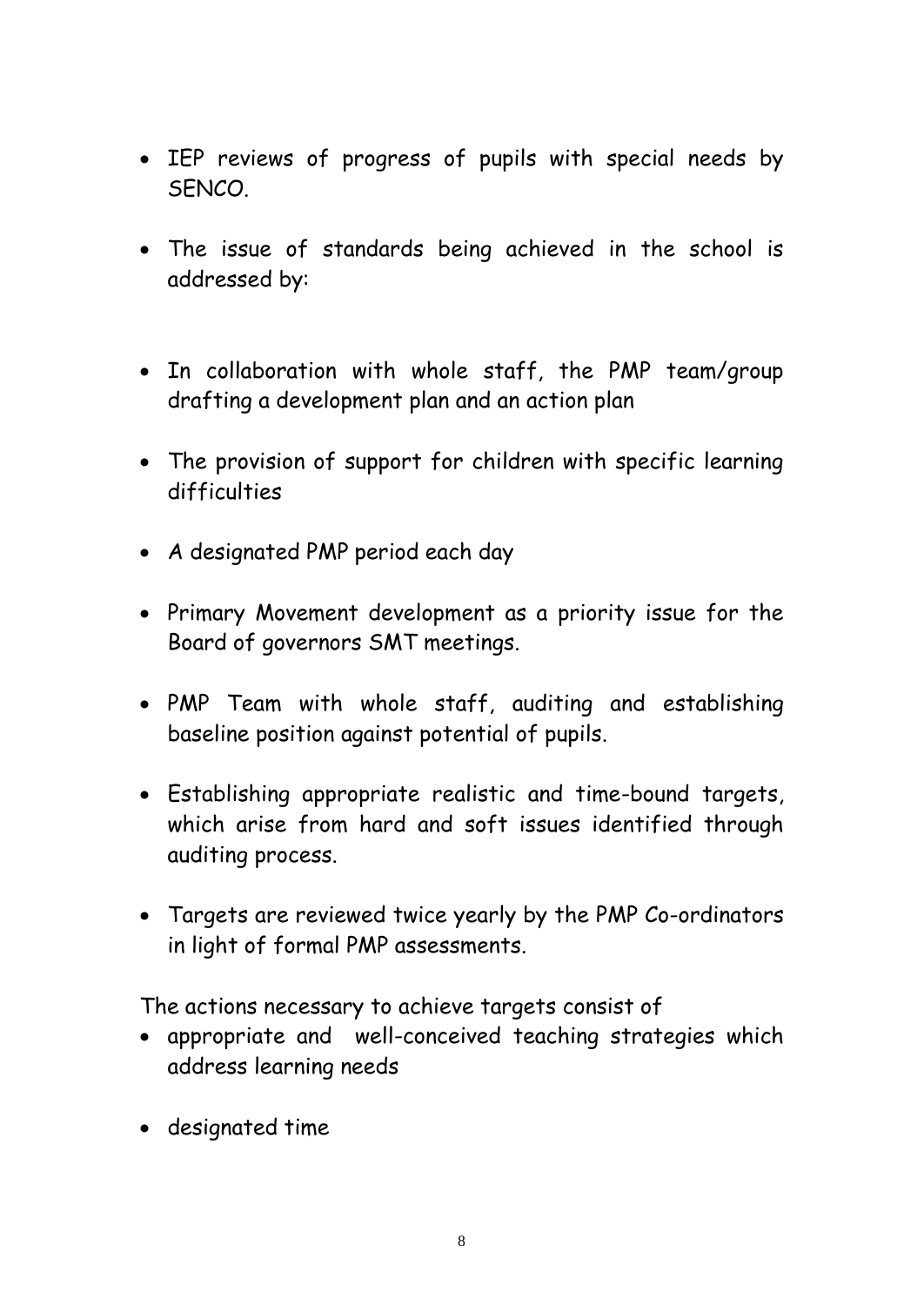- IEP reviews of progress of pupils with special needs by SENCO.

- The issue of standards being achieved in the school is addressed by:

- In collaboration with whole staff, the PMP team/group drafting a development plan and an action plan

- The provision of support for children with specific learning difficulties

- A designated PMP period each day

- Primary Movement development as a priority issue for the Board of governors SMT meetings.

- PMP Team with whole staff, auditing and establishing baseline position against potential of pupils.

- Establishing appropriate realistic and time-bound targets, which arise from hard and soft issues identified through auditing process.

- Targets are reviewed twice yearly by the PMP Co-ordinators in light of formal PMP assessments.

The actions necessary to achieve targets consist of

- appropriate and well-conceived teaching strategies which address learning needs

- designated time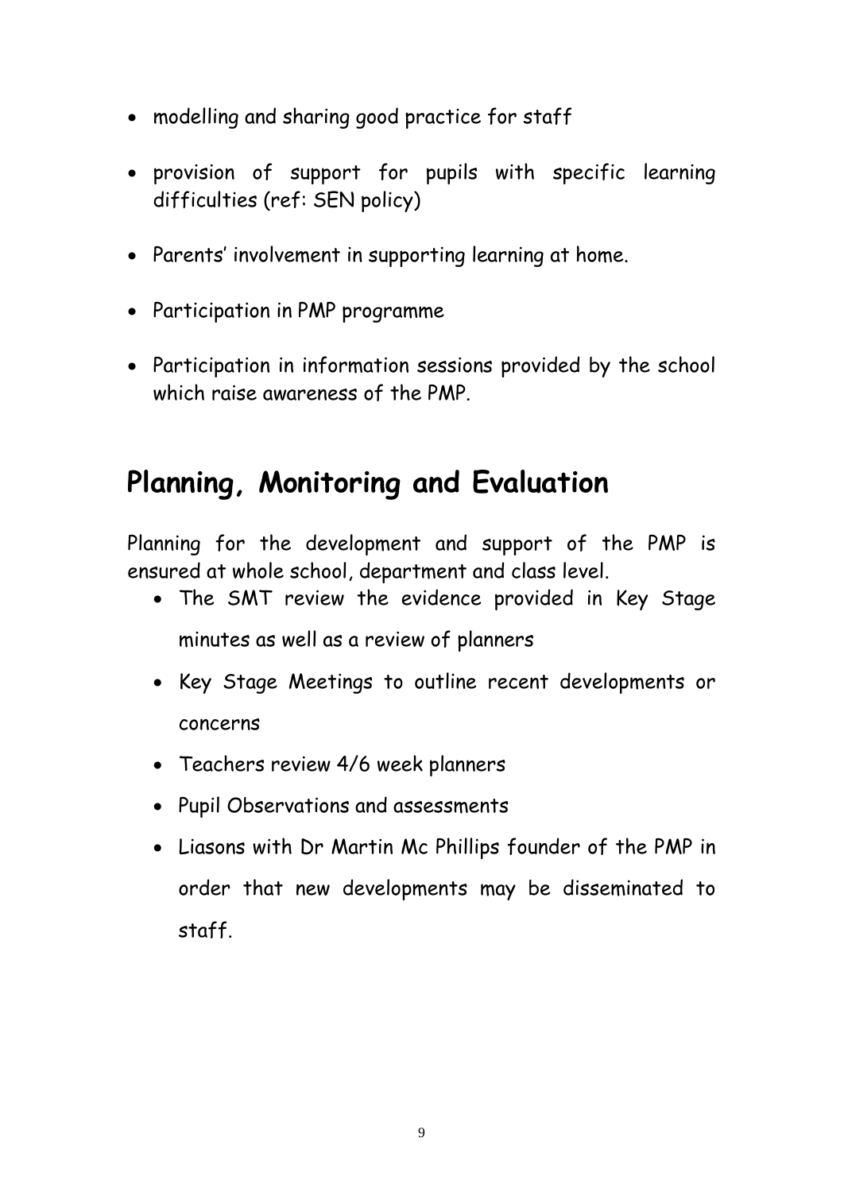- modelling and sharing good practice for staff
- provision of support for pupils with specific learning difficulties (ref: SEN policy)
- Parents' involvement in supporting learning at home.
- Participation in PMP programme
- Participation in information sessions provided by the school which raise awareness of the PMP.

## Planning, Monitoring and Evaluation

Planning for the development and support of the PMP is ensured at whole school, department and class level.

- The SMT review the evidence provided in Key Stage minutes as well as a review of planners
- Key Stage Meetings to outline recent developments or concerns
- Teachers review 4/6 week planners
- Pupil Observations and assessments
- Liasons with Dr Martin Mc Phillips founder of the PMP in order that new developments may be disseminated to staff.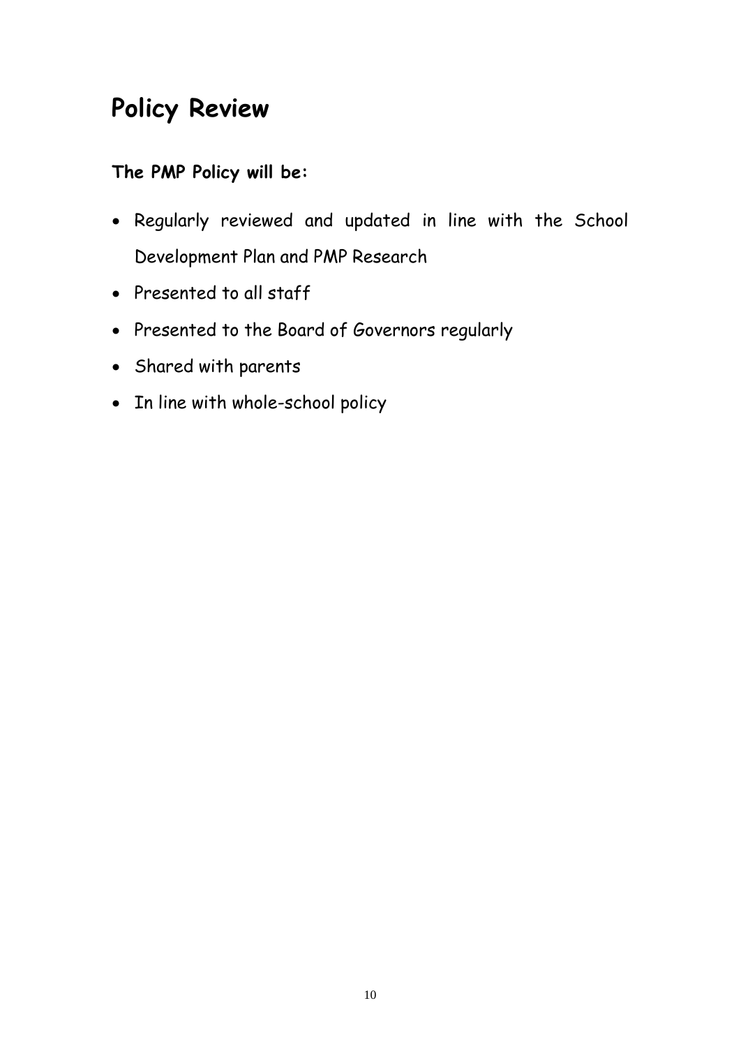# Policy Review

**The PMP Policy will be:**

- Regularly reviewed and updated in line with the School Development Plan and PMP Research
- Presented to all staff
- Presented to the Board of Governors regularly
- Shared with parents
- In line with whole-school policy